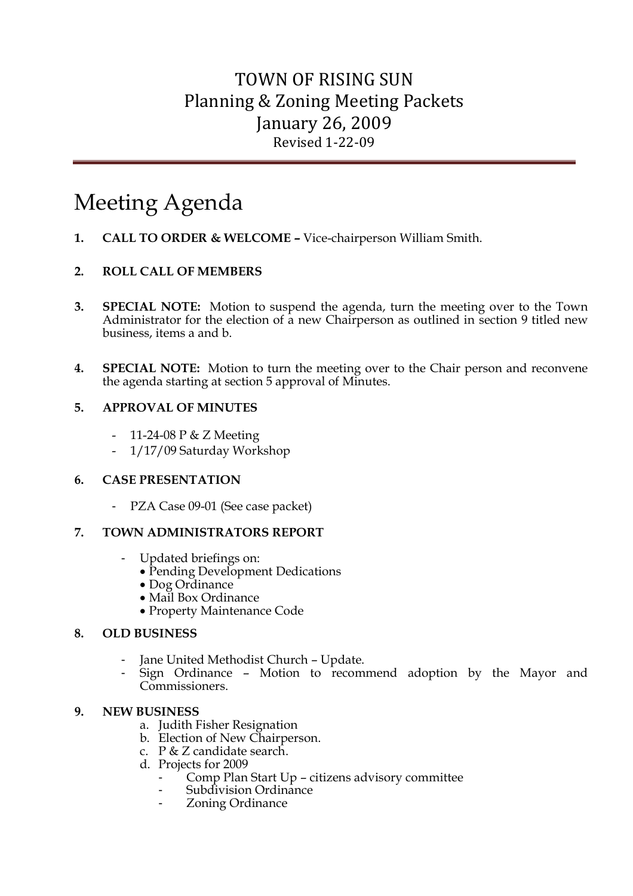# TOWN OF RISING SUN
## Planning & Zoning Meeting Packets
## January 26, 2009
Revised 1-22-09

---

# Meeting Agenda

1. **CALL TO ORDER & WELCOME –** Vice-chairperson William Smith.

2. **ROLL CALL OF MEMBERS**

3. **SPECIAL NOTE:** Motion to suspend the agenda, turn the meeting over to the Town Administrator for the election of a new Chairperson as outlined in section 9 titled new business, items a and b.

4. **SPECIAL NOTE:** Motion to turn the meeting over to the Chair person and reconvene the agenda starting at section 5 approval of Minutes.

5. **APPROVAL OF MINUTES**
   - 11-24-08 P & Z Meeting
   - 1/17/09 Saturday Workshop

6. **CASE PRESENTATION**
   - PZA Case 09-01 (See case packet)

7. **TOWN ADMINISTRATORS REPORT**
   - Updated briefings on:
     - Pending Development Dedications
     - Dog Ordinance
     - Mail Box Ordinance
     - Property Maintenance Code

8. **OLD BUSINESS**
   - Jane United Methodist Church – Update.
   - Sign Ordinance – Motion to recommend adoption by the Mayor and Commissioners.

9. **NEW BUSINESS**
   a. Judith Fisher Resignation
   b. Election of New Chairperson.
   c. P & Z candidate search.
   d. Projects for 2009
      - Comp Plan Start Up – citizens advisory committee
      - Subdivision Ordinance
      - Zoning Ordinance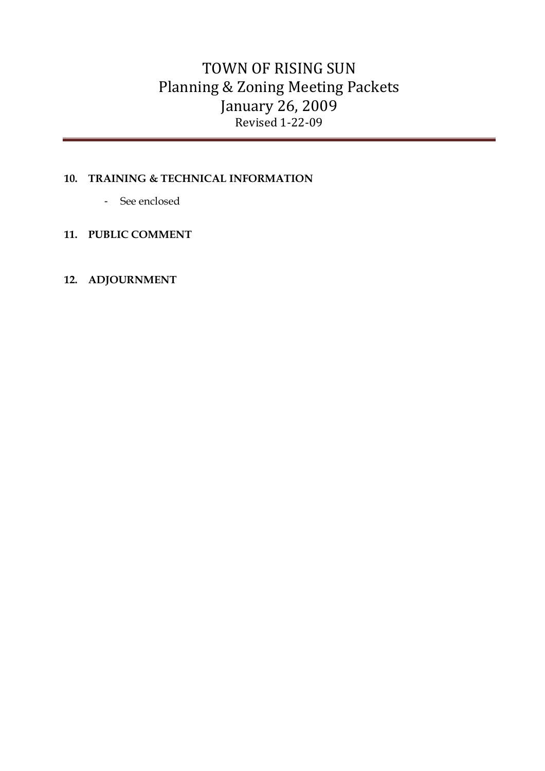# TOWN OF RISING SUN
## Planning & Zoning Meeting Packets
## January 26, 2009
Revised 1-22-09

**10. TRAINING & TECHNICAL INFORMATION**

- See enclosed

**11. PUBLIC COMMENT**

**12. ADJOURNMENT**